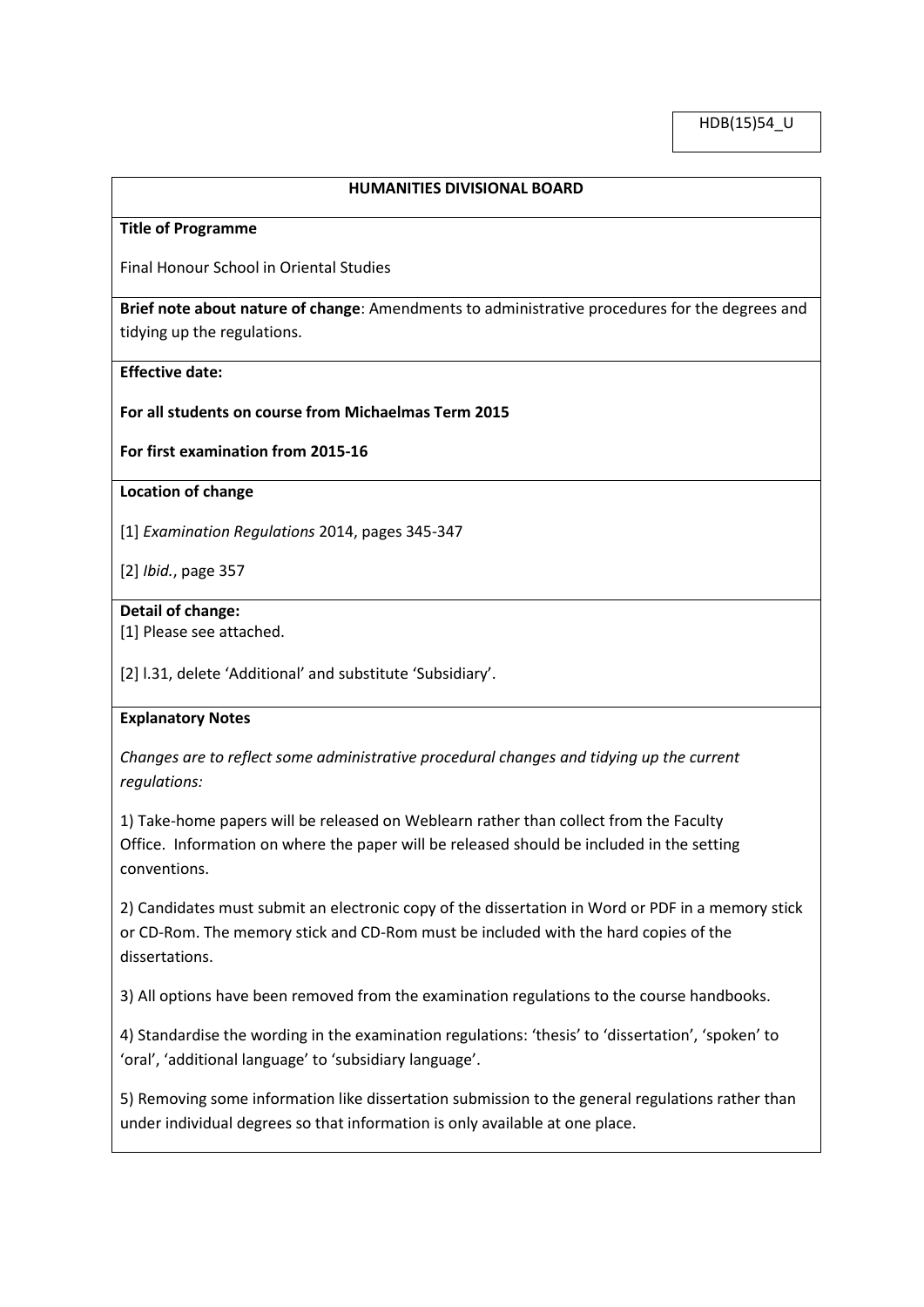HDB(15)54_U

# HUMANITIES DIVISIONAL BOARD

**Title of Programme**

Final Honour School in Oriental Studies

**Brief note about nature of change**: Amendments to administrative procedures for the degrees and tidying up the regulations.

**Effective date:**

**For all students on course from Michaelmas Term 2015**

**For first examination from 2015-16**

**Location of change**

[1] *Examination Regulations* 2014, pages 345-347

[2] *Ibid.*, page 357

**Detail of change:**

[1] Please see attached.

[2] l.31, delete 'Additional' and substitute 'Subsidiary'.

**Explanatory Notes**

*Changes are to reflect some administrative procedural changes and tidying up the current regulations:*

1) Take-home papers will be released on Weblearn rather than collect from the Faculty Office. Information on where the paper will be released should be included in the setting conventions.

2) Candidates must submit an electronic copy of the dissertation in Word or PDF in a memory stick or CD-Rom. The memory stick and CD-Rom must be included with the hard copies of the dissertations.

3) All options have been removed from the examination regulations to the course handbooks.

4) Standardise the wording in the examination regulations: 'thesis' to 'dissertation', 'spoken' to 'oral', 'additional language' to 'subsidiary language'.

5) Removing some information like dissertation submission to the general regulations rather than under individual degrees so that information is only available at one place.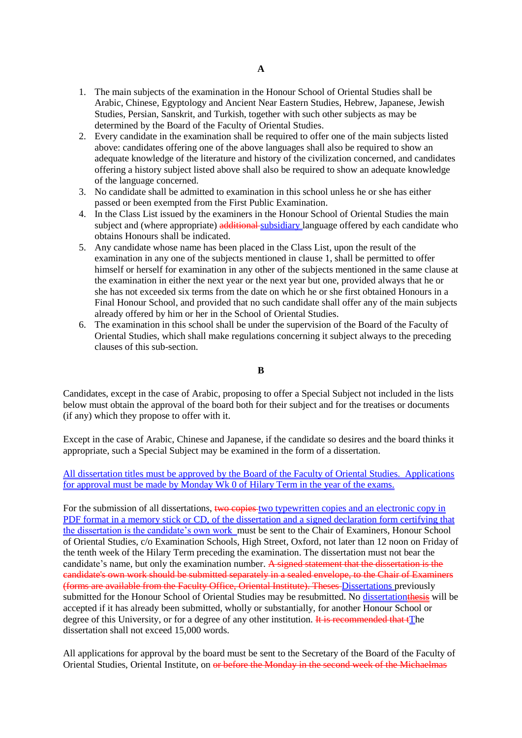**A**

1. The main subjects of the examination in the Honour School of Oriental Studies shall be Arabic, Chinese, Egyptology and Ancient Near Eastern Studies, Hebrew, Japanese, Jewish Studies, Persian, Sanskrit, and Turkish, together with such other subjects as may be determined by the Board of the Faculty of Oriental Studies.
2. Every candidate in the examination shall be required to offer one of the main subjects listed above: candidates offering one of the above languages shall also be required to show an adequate knowledge of the literature and history of the civilization concerned, and candidates offering a history subject listed above shall also be required to show an adequate knowledge of the language concerned.
3. No candidate shall be admitted to examination in this school unless he or she has either passed or been exempted from the First Public Examination.
4. In the Class List issued by the examiners in the Honour School of Oriental Studies the main subject and (where appropriate) ~~additional~~ subsidiary language offered by each candidate who obtains Honours shall be indicated.
5. Any candidate whose name has been placed in the Class List, upon the result of the examination in any one of the subjects mentioned in clause 1, shall be permitted to offer himself or herself for examination in any other of the subjects mentioned in the same clause at the examination in either the next year or the next year but one, provided always that he or she has not exceeded six terms from the date on which he or she first obtained Honours in a Final Honour School, and provided that no such candidate shall offer any of the main subjects already offered by him or her in the School of Oriental Studies.
6. The examination in this school shall be under the supervision of the Board of the Faculty of Oriental Studies, which shall make regulations concerning it subject always to the preceding clauses of this sub-section.

**B**

Candidates, except in the case of Arabic, proposing to offer a Special Subject not included in the lists below must obtain the approval of the board both for their subject and for the treatises or documents (if any) which they propose to offer with it.

Except in the case of Arabic, Chinese and Japanese, if the candidate so desires and the board thinks it appropriate, such a Special Subject may be examined in the form of a dissertation.

All dissertation titles must be approved by the Board of the Faculty of Oriental Studies. Applications for approval must be made by Monday Wk 0 of Hilary Term in the year of the exams.

For the submission of all dissertations, ~~two copies~~ two typewritten copies and an electronic copy in PDF format in a memory stick or CD, of the dissertation and a signed declaration form certifying that the dissertation is the candidate's own work must be sent to the Chair of Examiners, Honour School of Oriental Studies, c/o Examination Schools, High Street, Oxford, not later than 12 noon on Friday of the tenth week of the Hilary Term preceding the examination. The dissertation must not bear the candidate's name, but only the examination number. ~~A signed statement that the dissertation is the candidate's own work should be submitted separately in a sealed envelope, to the Chair of Examiners (forms are available from the Faculty Office, Oriental Institute). Theses~~ Dissertations previously submitted for the Honour School of Oriental Studies may be resubmitted. No dissertation~~thesis~~ will be accepted if it has already been submitted, wholly or substantially, for another Honour School or degree of this University, or for a degree of any other institution. ~~It is recommended that t~~The dissertation shall not exceed 15,000 words.

All applications for approval by the board must be sent to the Secretary of the Board of the Faculty of Oriental Studies, Oriental Institute, on ~~or before the Monday in the second week of the Michaelmas~~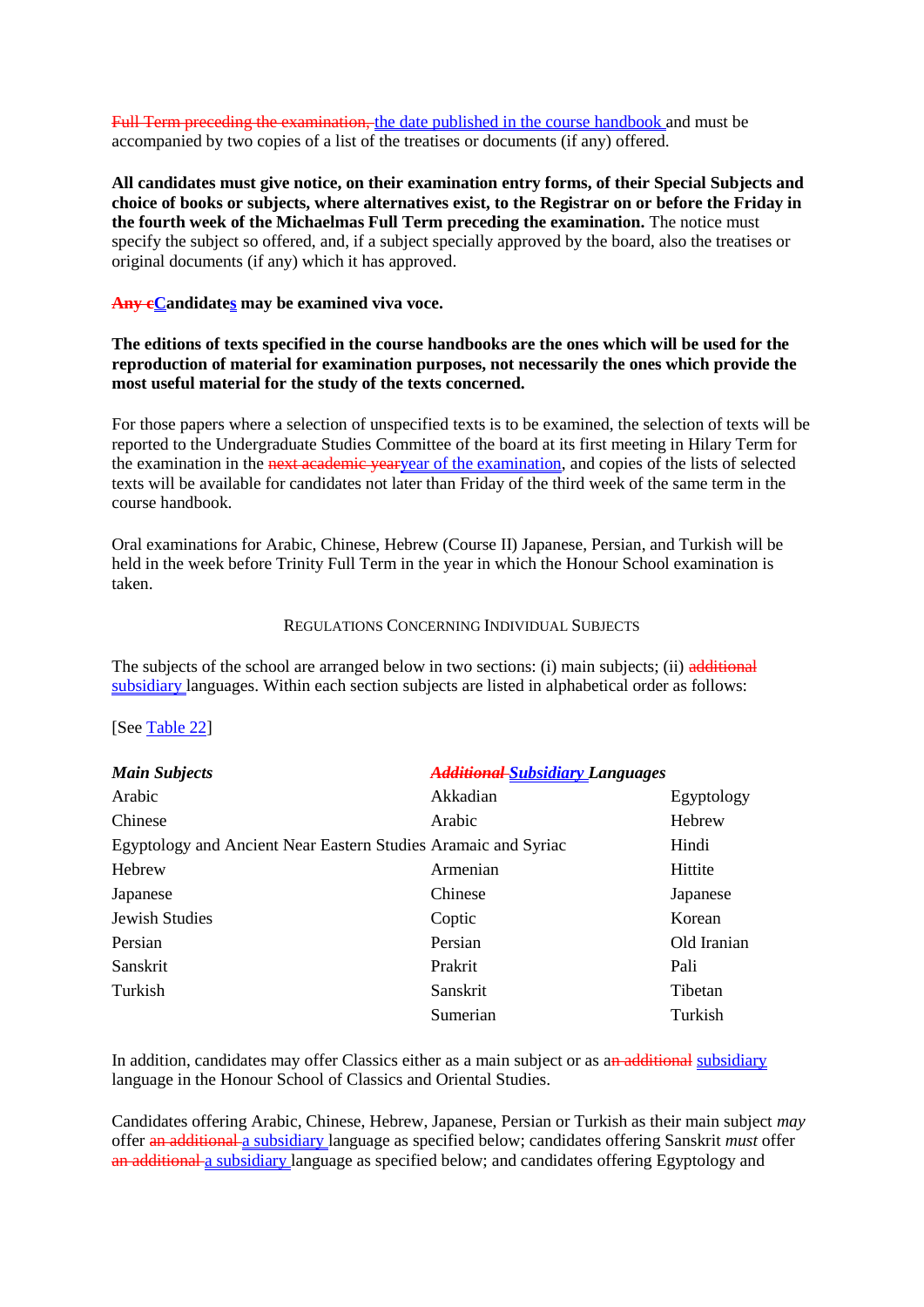~~Full Term preceding the examination,~~ the date published in the course handbook and must be accompanied by two copies of a list of the treatises or documents (if any) offered.

**All candidates must give notice, on their examination entry forms, of their Special Subjects and choice of books or subjects, where alternatives exist, to the Registrar on or before the Friday in the fourth week of the Michaelmas Full Term preceding the examination.** The notice must specify the subject so offered, and, if a subject specially approved by the board, also the treatises or original documents (if any) which it has approved.

**~~Any c~~Candidates may be examined viva voce.**

**The editions of texts specified in the course handbooks are the ones which will be used for the reproduction of material for examination purposes, not necessarily the ones which provide the most useful material for the study of the texts concerned.**

For those papers where a selection of unspecified texts is to be examined, the selection of texts will be reported to the Undergraduate Studies Committee of the board at its first meeting in Hilary Term for the examination in the ~~next academic year~~year of the examination, and copies of the lists of selected texts will be available for candidates not later than Friday of the third week of the same term in the course handbook.

Oral examinations for Arabic, Chinese, Hebrew (Course II) Japanese, Persian, and Turkish will be held in the week before Trinity Full Term in the year in which the Honour School examination is taken.

REGULATIONS CONCERNING INDIVIDUAL SUBJECTS

The subjects of the school are arranged below in two sections: (i) main subjects; (ii) ~~additional~~ subsidiary languages. Within each section subjects are listed in alphabetical order as follows:

[See Table 22]

| *Main Subjects* | *~~Additional~~ Subsidiary Languages* | |
|---|---|---|
| Arabic | Akkadian | Egyptology |
| Chinese | Arabic | Hebrew |
| Egyptology and Ancient Near Eastern Studies | Aramaic and Syriac | Hindi |
| Hebrew | Armenian | Hittite |
| Japanese | Chinese | Japanese |
| Jewish Studies | Coptic | Korean |
| Persian | Persian | Old Iranian |
| Sanskrit | Prakrit | Pali |
| Turkish | Sanskrit | Tibetan |
| | Sumerian | Turkish |

In addition, candidates may offer Classics either as a main subject or as a~~n additional~~ subsidiary language in the Honour School of Classics and Oriental Studies.

Candidates offering Arabic, Chinese, Hebrew, Japanese, Persian or Turkish as their main subject *may* offer ~~an additional~~ a subsidiary language as specified below; candidates offering Sanskrit *must* offer ~~an additional~~ a subsidiary language as specified below; and candidates offering Egyptology and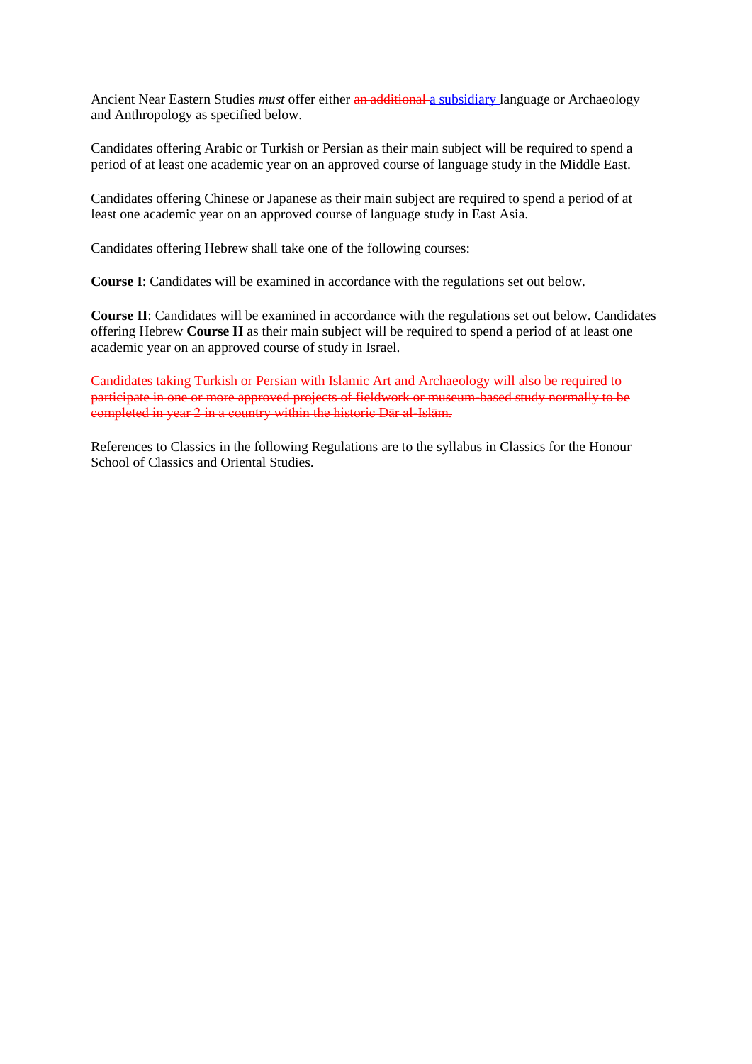Ancient Near Eastern Studies *must* offer either ~~an additional~~ a subsidiary language or Archaeology and Anthropology as specified below.

Candidates offering Arabic or Turkish or Persian as their main subject will be required to spend a period of at least one academic year on an approved course of language study in the Middle East.

Candidates offering Chinese or Japanese as their main subject are required to spend a period of at least one academic year on an approved course of language study in East Asia.

Candidates offering Hebrew shall take one of the following courses:

**Course I**: Candidates will be examined in accordance with the regulations set out below.

**Course II**: Candidates will be examined in accordance with the regulations set out below. Candidates offering Hebrew **Course II** as their main subject will be required to spend a period of at least one academic year on an approved course of study in Israel.

~~Candidates taking Turkish or Persian with Islamic Art and Archaeology will also be required to participate in one or more approved projects of fieldwork or museum-based study normally to be completed in year 2 in a country within the historic Dār al-Islām.~~

References to Classics in the following Regulations are to the syllabus in Classics for the Honour School of Classics and Oriental Studies.